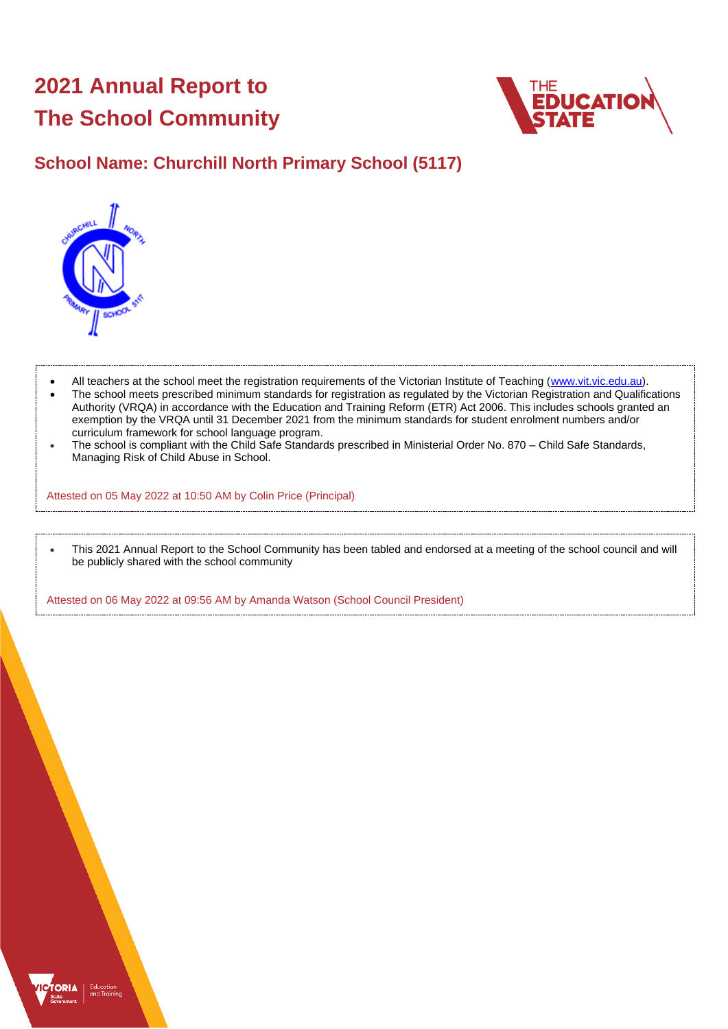# 2021 Annual Report to The School Community

## School Name: Churchill North Primary School (5117)

- All teachers at the school meet the registration requirements of the Victorian Institute of Teaching (www.vit.vic.edu.au).
- The school meets prescribed minimum standards for registration as regulated by the Victorian Registration and Qualifications Authority (VRQA) in accordance with the Education and Training Reform (ETR) Act 2006. This includes schools granted an exemption by the VRQA until 31 December 2021 from the minimum standards for student enrolment numbers and/or curriculum framework for school language program.
- The school is compliant with the Child Safe Standards prescribed in Ministerial Order No. 870 – Child Safe Standards, Managing Risk of Child Abuse in School.

Attested on 05 May 2022 at 10:50 AM by Colin Price (Principal)

- This 2021 Annual Report to the School Community has been tabled and endorsed at a meeting of the school council and will be publicly shared with the school community

Attested on 06 May 2022 at 09:56 AM by Amanda Watson (School Council President)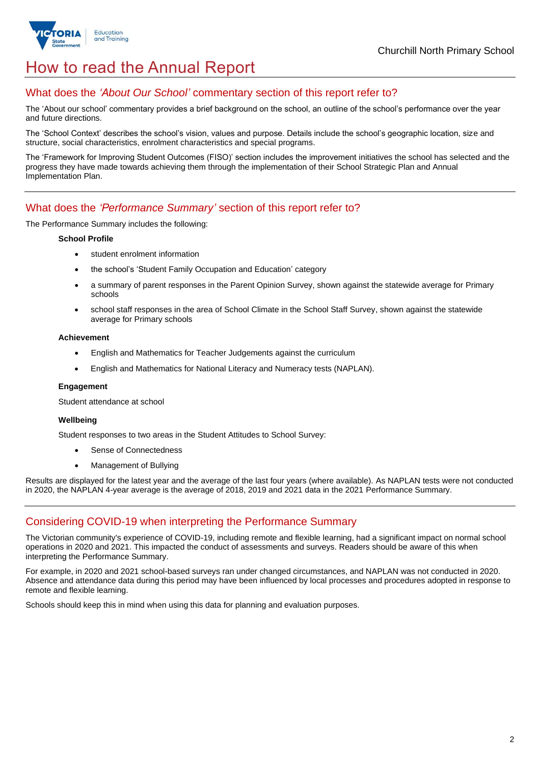# How to read the Annual Report

## What does the *'About Our School'* commentary section of this report refer to?

The 'About our school' commentary provides a brief background on the school, an outline of the school's performance over the year and future directions.

The 'School Context' describes the school's vision, values and purpose. Details include the school's geographic location, size and structure, social characteristics, enrolment characteristics and special programs.

The 'Framework for Improving Student Outcomes (FISO)' section includes the improvement initiatives the school has selected and the progress they have made towards achieving them through the implementation of their School Strategic Plan and Annual Implementation Plan.

## What does the *'Performance Summary'* section of this report refer to?

The Performance Summary includes the following:

**School Profile**

- student enrolment information
- the school's 'Student Family Occupation and Education' category
- a summary of parent responses in the Parent Opinion Survey, shown against the statewide average for Primary schools
- school staff responses in the area of School Climate in the School Staff Survey, shown against the statewide average for Primary schools

**Achievement**

- English and Mathematics for Teacher Judgements against the curriculum
- English and Mathematics for National Literacy and Numeracy tests (NAPLAN).

**Engagement**

Student attendance at school

**Wellbeing**

Student responses to two areas in the Student Attitudes to School Survey:

- Sense of Connectedness
- Management of Bullying

Results are displayed for the latest year and the average of the last four years (where available). As NAPLAN tests were not conducted in 2020, the NAPLAN 4-year average is the average of 2018, 2019 and 2021 data in the 2021 Performance Summary.

## Considering COVID-19 when interpreting the Performance Summary

The Victorian community's experience of COVID-19, including remote and flexible learning, had a significant impact on normal school operations in 2020 and 2021. This impacted the conduct of assessments and surveys. Readers should be aware of this when interpreting the Performance Summary.

For example, in 2020 and 2021 school-based surveys ran under changed circumstances, and NAPLAN was not conducted in 2020. Absence and attendance data during this period may have been influenced by local processes and procedures adopted in response to remote and flexible learning.

Schools should keep this in mind when using this data for planning and evaluation purposes.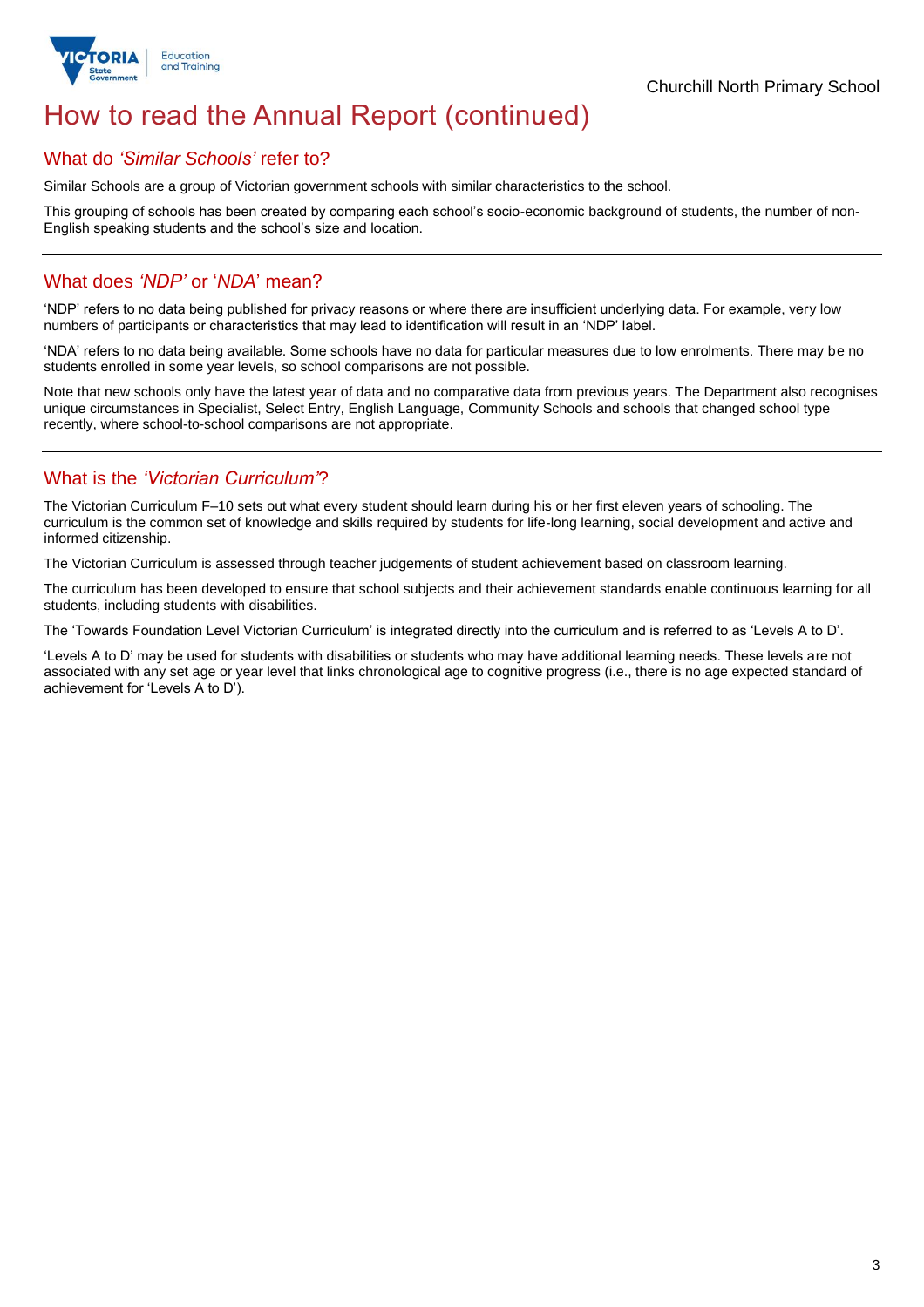# How to read the Annual Report (continued)

## What do *'Similar Schools'* refer to?

Similar Schools are a group of Victorian government schools with similar characteristics to the school.

This grouping of schools has been created by comparing each school's socio-economic background of students, the number of non-English speaking students and the school's size and location.

## What does *'NDP'* or '*NDA*' mean?

'NDP' refers to no data being published for privacy reasons or where there are insufficient underlying data. For example, very low numbers of participants or characteristics that may lead to identification will result in an 'NDP' label.

'NDA' refers to no data being available. Some schools have no data for particular measures due to low enrolments. There may be no students enrolled in some year levels, so school comparisons are not possible.

Note that new schools only have the latest year of data and no comparative data from previous years. The Department also recognises unique circumstances in Specialist, Select Entry, English Language, Community Schools and schools that changed school type recently, where school-to-school comparisons are not appropriate.

## What is the *'Victorian Curriculum'*?

The Victorian Curriculum F–10 sets out what every student should learn during his or her first eleven years of schooling. The curriculum is the common set of knowledge and skills required by students for life-long learning, social development and active and informed citizenship.

The Victorian Curriculum is assessed through teacher judgements of student achievement based on classroom learning.

The curriculum has been developed to ensure that school subjects and their achievement standards enable continuous learning for all students, including students with disabilities.

The 'Towards Foundation Level Victorian Curriculum' is integrated directly into the curriculum and is referred to as 'Levels A to D'.

'Levels A to D' may be used for students with disabilities or students who may have additional learning needs. These levels are not associated with any set age or year level that links chronological age to cognitive progress (i.e., there is no age expected standard of achievement for 'Levels A to D').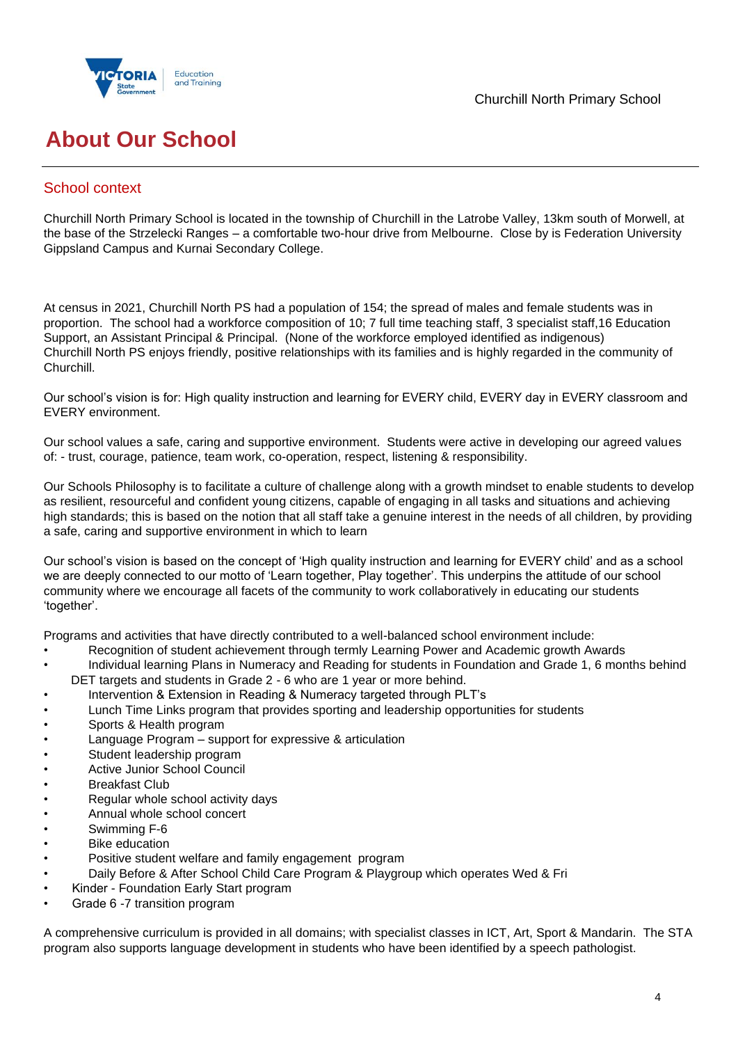# About Our School

## School context

Churchill North Primary School is located in the township of Churchill in the Latrobe Valley, 13km south of Morwell, at the base of the Strzelecki Ranges – a comfortable two-hour drive from Melbourne. Close by is Federation University Gippsland Campus and Kurnai Secondary College.

At census in 2021, Churchill North PS had a population of 154; the spread of males and female students was in proportion. The school had a workforce composition of 10; 7 full time teaching staff, 3 specialist staff,16 Education Support, an Assistant Principal & Principal. (None of the workforce employed identified as indigenous)
Churchill North PS enjoys friendly, positive relationships with its families and is highly regarded in the community of Churchill.

Our school's vision is for: High quality instruction and learning for EVERY child, EVERY day in EVERY classroom and EVERY environment.

Our school values a safe, caring and supportive environment. Students were active in developing our agreed values of: - trust, courage, patience, team work, co-operation, respect, listening & responsibility.

Our Schools Philosophy is to facilitate a culture of challenge along with a growth mindset to enable students to develop as resilient, resourceful and confident young citizens, capable of engaging in all tasks and situations and achieving high standards; this is based on the notion that all staff take a genuine interest in the needs of all children, by providing a safe, caring and supportive environment in which to learn

Our school's vision is based on the concept of 'High quality instruction and learning for EVERY child' and as a school we are deeply connected to our motto of 'Learn together, Play together'. This underpins the attitude of our school community where we encourage all facets of the community to work collaboratively in educating our students 'together'.

Programs and activities that have directly contributed to a well-balanced school environment include:

- Recognition of student achievement through termly Learning Power and Academic growth Awards
- Individual learning Plans in Numeracy and Reading for students in Foundation and Grade 1, 6 months behind DET targets and students in Grade 2 - 6 who are 1 year or more behind.
- Intervention & Extension in Reading & Numeracy targeted through PLT's
- Lunch Time Links program that provides sporting and leadership opportunities for students
- Sports & Health program
- Language Program – support for expressive & articulation
- Student leadership program
- Active Junior School Council
- Breakfast Club
- Regular whole school activity days
- Annual whole school concert
- Swimming F-6
- Bike education
- Positive student welfare and family engagement program
- Daily Before & After School Child Care Program & Playgroup which operates Wed & Fri
- Kinder - Foundation Early Start program
- Grade 6 -7 transition program

A comprehensive curriculum is provided in all domains; with specialist classes in ICT, Art, Sport & Mandarin. The STA program also supports language development in students who have been identified by a speech pathologist.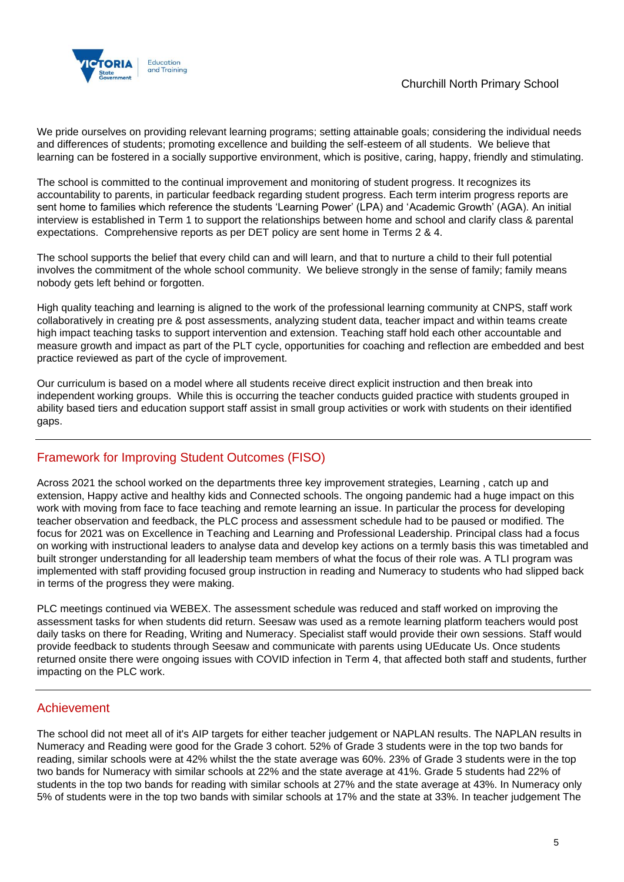We pride ourselves on providing relevant learning programs; setting attainable goals; considering the individual needs and differences of students; promoting excellence and building the self-esteem of all students. We believe that learning can be fostered in a socially supportive environment, which is positive, caring, happy, friendly and stimulating.

The school is committed to the continual improvement and monitoring of student progress. It recognizes its accountability to parents, in particular feedback regarding student progress. Each term interim progress reports are sent home to families which reference the students 'Learning Power' (LPA) and 'Academic Growth' (AGA). An initial interview is established in Term 1 to support the relationships between home and school and clarify class & parental expectations. Comprehensive reports as per DET policy are sent home in Terms 2 & 4.

The school supports the belief that every child can and will learn, and that to nurture a child to their full potential involves the commitment of the whole school community. We believe strongly in the sense of family; family means nobody gets left behind or forgotten.

High quality teaching and learning is aligned to the work of the professional learning community at CNPS, staff work collaboratively in creating pre & post assessments, analyzing student data, teacher impact and within teams create high impact teaching tasks to support intervention and extension. Teaching staff hold each other accountable and measure growth and impact as part of the PLT cycle, opportunities for coaching and reflection are embedded and best practice reviewed as part of the cycle of improvement.

Our curriculum is based on a model where all students receive direct explicit instruction and then break into independent working groups. While this is occurring the teacher conducts guided practice with students grouped in ability based tiers and education support staff assist in small group activities or work with students on their identified gaps.

## Framework for Improving Student Outcomes (FISO)

Across 2021 the school worked on the departments three key improvement strategies, Learning , catch up and extension, Happy active and healthy kids and Connected schools. The ongoing pandemic had a huge impact on this work with moving from face to face teaching and remote learning an issue. In particular the process for developing teacher observation and feedback, the PLC process and assessment schedule had to be paused or modified. The focus for 2021 was on Excellence in Teaching and Learning and Professional Leadership. Principal class had a focus on working with instructional leaders to analyse data and develop key actions on a termly basis this was timetabled and built stronger understanding for all leadership team members of what the focus of their role was. A TLI program was implemented with staff providing focused group instruction in reading and Numeracy to students who had slipped back in terms of the progress they were making.

PLC meetings continued via WEBEX. The assessment schedule was reduced and staff worked on improving the assessment tasks for when students did return. Seesaw was used as a remote learning platform teachers would post daily tasks on there for Reading, Writing and Numeracy. Specialist staff would provide their own sessions. Staff would provide feedback to students through Seesaw and communicate with parents using UEducate Us. Once students returned onsite there were ongoing issues with COVID infection in Term 4, that affected both staff and students, further impacting on the PLC work.

## Achievement

The school did not meet all of it's AIP targets for either teacher judgement or NAPLAN results. The NAPLAN results in Numeracy and Reading were good for the Grade 3 cohort. 52% of Grade 3 students were in the top two bands for reading, similar schools were at 42% whilst the the state average was 60%. 23% of Grade 3 students were in the top two bands for Numeracy with similar schools at 22% and the state average at 41%. Grade 5 students had 22% of students in the top two bands for reading with similar schools at 27% and the state average at 43%. In Numeracy only 5% of students were in the top two bands with similar schools at 17% and the state at 33%. In teacher judgement The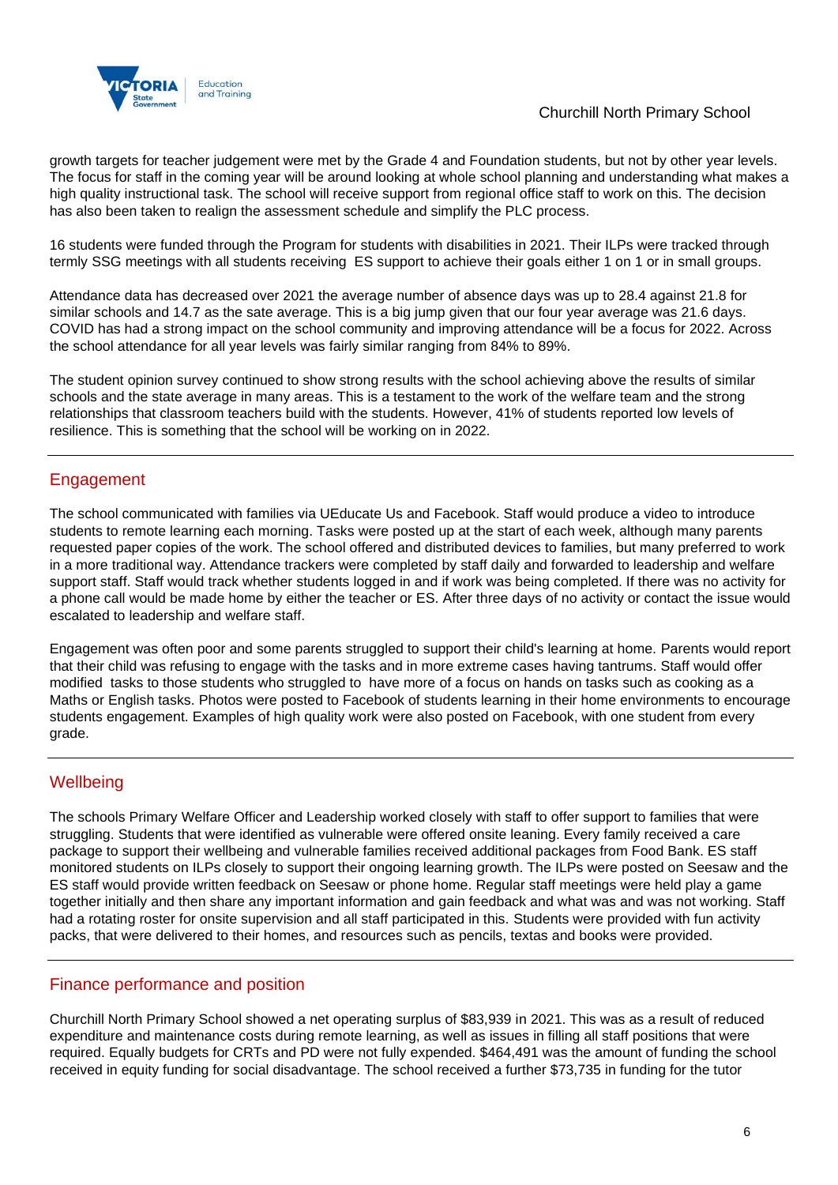growth targets for teacher judgement were met by the Grade 4 and Foundation students, but not by other year levels. The focus for staff in the coming year will be around looking at whole school planning and understanding what makes a high quality instructional task. The school will receive support from regional office staff to work on this. The decision has also been taken to realign the assessment schedule and simplify the PLC process.

16 students were funded through the Program for students with disabilities in 2021. Their ILPs were tracked through termly SSG meetings with all students receiving  ES support to achieve their goals either 1 on 1 or in small groups.

Attendance data has decreased over 2021 the average number of absence days was up to 28.4 against 21.8 for similar schools and 14.7 as the sate average. This is a big jump given that our four year average was 21.6 days. COVID has had a strong impact on the school community and improving attendance will be a focus for 2022. Across the school attendance for all year levels was fairly similar ranging from 84% to 89%.

The student opinion survey continued to show strong results with the school achieving above the results of similar schools and the state average in many areas. This is a testament to the work of the welfare team and the strong relationships that classroom teachers build with the students. However, 41% of students reported low levels of resilience. This is something that the school will be working on in 2022.

## Engagement

The school communicated with families via UEducate Us and Facebook. Staff would produce a video to introduce students to remote learning each morning. Tasks were posted up at the start of each week, although many parents requested paper copies of the work. The school offered and distributed devices to families, but many preferred to work in a more traditional way. Attendance trackers were completed by staff daily and forwarded to leadership and welfare support staff. Staff would track whether students logged in and if work was being completed. If there was no activity for a phone call would be made home by either the teacher or ES. After three days of no activity or contact the issue would escalated to leadership and welfare staff.

Engagement was often poor and some parents struggled to support their child's learning at home. Parents would report that their child was refusing to engage with the tasks and in more extreme cases having tantrums. Staff would offer modified  tasks to those students who struggled to  have more of a focus on hands on tasks such as cooking as a Maths or English tasks. Photos were posted to Facebook of students learning in their home environments to encourage students engagement. Examples of high quality work were also posted on Facebook, with one student from every grade.

## Wellbeing

The schools Primary Welfare Officer and Leadership worked closely with staff to offer support to families that were struggling. Students that were identified as vulnerable were offered onsite leaning. Every family received a care package to support their wellbeing and vulnerable families received additional packages from Food Bank. ES staff monitored students on ILPs closely to support their ongoing learning growth. The ILPs were posted on Seesaw and the ES staff would provide written feedback on Seesaw or phone home. Regular staff meetings were held play a game together initially and then share any important information and gain feedback and what was and was not working. Staff had a rotating roster for onsite supervision and all staff participated in this. Students were provided with fun activity packs, that were delivered to their homes, and resources such as pencils, textas and books were provided.

## Finance performance and position

Churchill North Primary School showed a net operating surplus of $83,939 in 2021. This was as a result of reduced expenditure and maintenance costs during remote learning, as well as issues in filling all staff positions that were required. Equally budgets for CRTs and PD were not fully expended. $464,491 was the amount of funding the school received in equity funding for social disadvantage. The school received a further $73,735 in funding for the tutor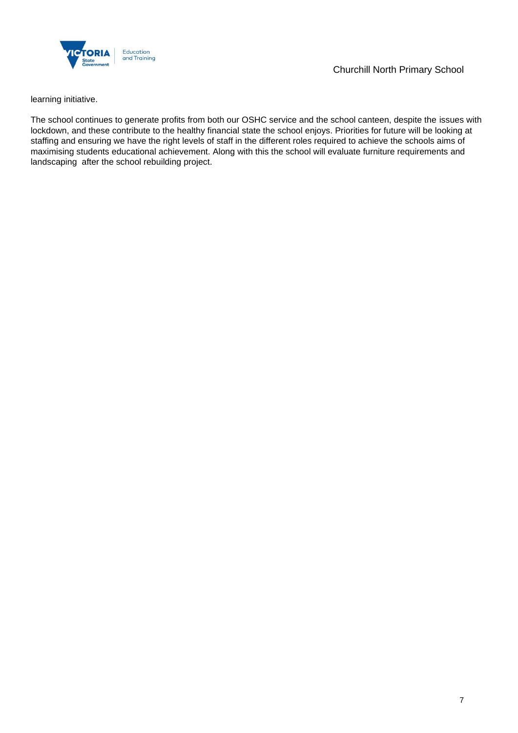learning initiative.

The school continues to generate profits from both our OSHC service and the school canteen, despite the issues with lockdown, and these contribute to the healthy financial state the school enjoys. Priorities for future will be looking at staffing and ensuring we have the right levels of staff in the different roles required to achieve the schools aims of maximising students educational achievement. Along with this the school will evaluate furniture requirements and landscaping  after the school rebuilding project.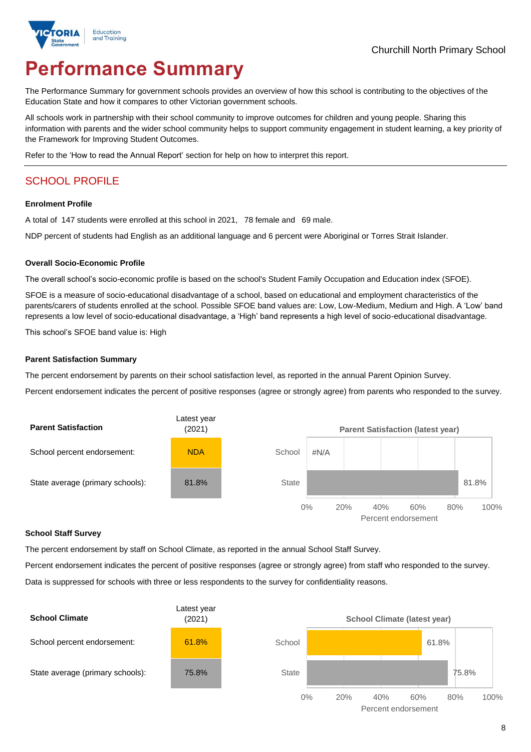Churchill North Primary School

# Performance Summary

The Performance Summary for government schools provides an overview of how this school is contributing to the objectives of the Education State and how it compares to other Victorian government schools.

All schools work in partnership with their school community to improve outcomes for children and young people. Sharing this information with parents and the wider school community helps to support community engagement in student learning, a key priority of the Framework for Improving Student Outcomes.

Refer to the 'How to read the Annual Report' section for help on how to interpret this report.

## SCHOOL PROFILE

### Enrolment Profile

A total of 147 students were enrolled at this school in 2021, 78 female and 69 male.

NDP percent of students had English as an additional language and 6 percent were Aboriginal or Torres Strait Islander.

### Overall Socio-Economic Profile

The overall school's socio-economic profile is based on the school's Student Family Occupation and Education index (SFOE).

SFOE is a measure of socio-educational disadvantage of a school, based on educational and employment characteristics of the parents/carers of students enrolled at the school. Possible SFOE band values are: Low, Low-Medium, Medium and High. A 'Low' band represents a low level of socio-educational disadvantage, a 'High' band represents a high level of socio-educational disadvantage.

This school's SFOE band value is: High

### Parent Satisfaction Summary

The percent endorsement by parents on their school satisfaction level, as reported in the annual Parent Opinion Survey.

Percent endorsement indicates the percent of positive responses (agree or strongly agree) from parents who responded to the survey.

| Parent Satisfaction | Latest year (2021) |
|---|---|
| School percent endorsement: | NDA |
| State average (primary schools): | 81.8% |

**Parent Satisfaction (latest year)**

| | Percent endorsement |
|---|---|
| School | #N/A |
| State | 81.8% |

### School Staff Survey

The percent endorsement by staff on School Climate, as reported in the annual School Staff Survey.

Percent endorsement indicates the percent of positive responses (agree or strongly agree) from staff who responded to the survey.

Data is suppressed for schools with three or less respondents to the survey for confidentiality reasons.

| School Climate | Latest year (2021) |
|---|---|
| School percent endorsement: | 61.8% |
| State average (primary schools): | 75.8% |

**School Climate (latest year)**

| | Percent endorsement |
|---|---|
| School | 61.8% |
| State | 75.8% |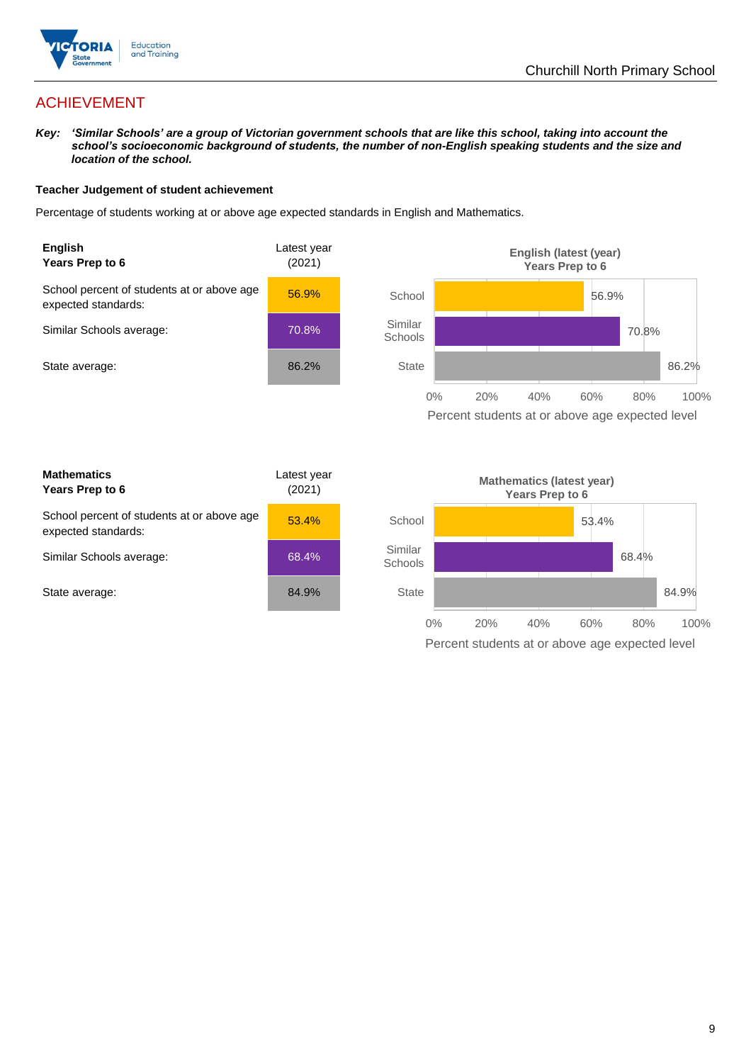# ACHIEVEMENT

***Key:** 'Similar Schools' are a group of Victorian government schools that are like this school, taking into account the school's socioeconomic background of students, the number of non-English speaking students and the size and location of the school.*

**Teacher Judgement of student achievement**

Percentage of students working at or above age expected standards in English and Mathematics.

| **English** **Years Prep to 6** | Latest year (2021) |
|---|---|
| School percent of students at or above age expected standards: | 56.9% |
| Similar Schools average: | 70.8% |
| State average: | 86.2% |

**English (latest (year) Years Prep to 6**

| | Percent students at or above age expected level |
|---|---|
| School | 56.9% |
| Similar Schools | 70.8% |
| State | 86.2% |

| **Mathematics** **Years Prep to 6** | Latest year (2021) |
|---|---|
| School percent of students at or above age expected standards: | 53.4% |
| Similar Schools average: | 68.4% |
| State average: | 84.9% |

**Mathematics (latest year) Years Prep to 6**

| | Percent students at or above age expected level |
|---|---|
| School | 53.4% |
| Similar Schools | 68.4% |
| State | 84.9% |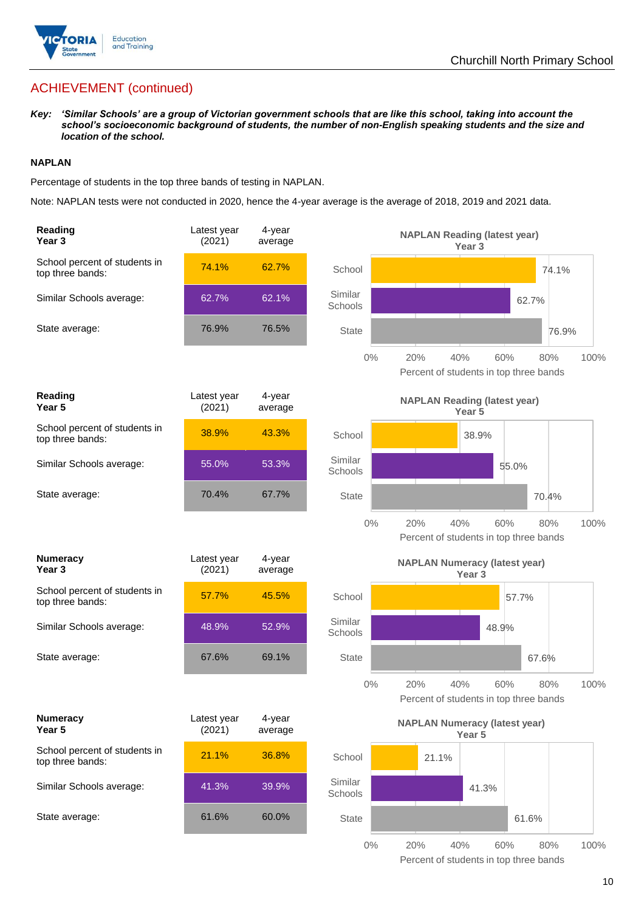## ACHIEVEMENT (continued)

***Key:** 'Similar Schools' are a group of Victorian government schools that are like this school, taking into account the school's socioeconomic background of students, the number of non-English speaking students and the size and location of the school.*

### NAPLAN

Percentage of students in the top three bands of testing in NAPLAN.

Note: NAPLAN tests were not conducted in 2020, hence the 4-year average is the average of 2018, 2019 and 2021 data.

| Reading Year 3 | Latest year (2021) | 4-year average |
|---|---|---|
| School percent of students in top three bands: | 74.1% | 62.7% |
| Similar Schools average: | 62.7% | 62.1% |
| State average: | 76.9% | 76.5% |

**NAPLAN Reading (latest year) Year 3**

School: 74.1%; Similar Schools: 62.7%; State: 76.9% (Percent of students in top three bands)

| Reading Year 5 | Latest year (2021) | 4-year average |
|---|---|---|
| School percent of students in top three bands: | 38.9% | 43.3% |
| Similar Schools average: | 55.0% | 53.3% |
| State average: | 70.4% | 67.7% |

**NAPLAN Reading (latest year) Year 5**

School: 38.9%; Similar Schools: 55.0%; State: 70.4% (Percent of students in top three bands)

| Numeracy Year 3 | Latest year (2021) | 4-year average |
|---|---|---|
| School percent of students in top three bands: | 57.7% | 45.5% |
| Similar Schools average: | 48.9% | 52.9% |
| State average: | 67.6% | 69.1% |

**NAPLAN Numeracy (latest year) Year 3**

School: 57.7%; Similar Schools: 48.9%; State: 67.6% (Percent of students in top three bands)

| Numeracy Year 5 | Latest year (2021) | 4-year average |
|---|---|---|
| School percent of students in top three bands: | 21.1% | 36.8% |
| Similar Schools average: | 41.3% | 39.9% |
| State average: | 61.6% | 60.0% |

**NAPLAN Numeracy (latest year) Year 5**

School: 21.1%; Similar Schools: 41.3%; State: 61.6% (Percent of students in top three bands)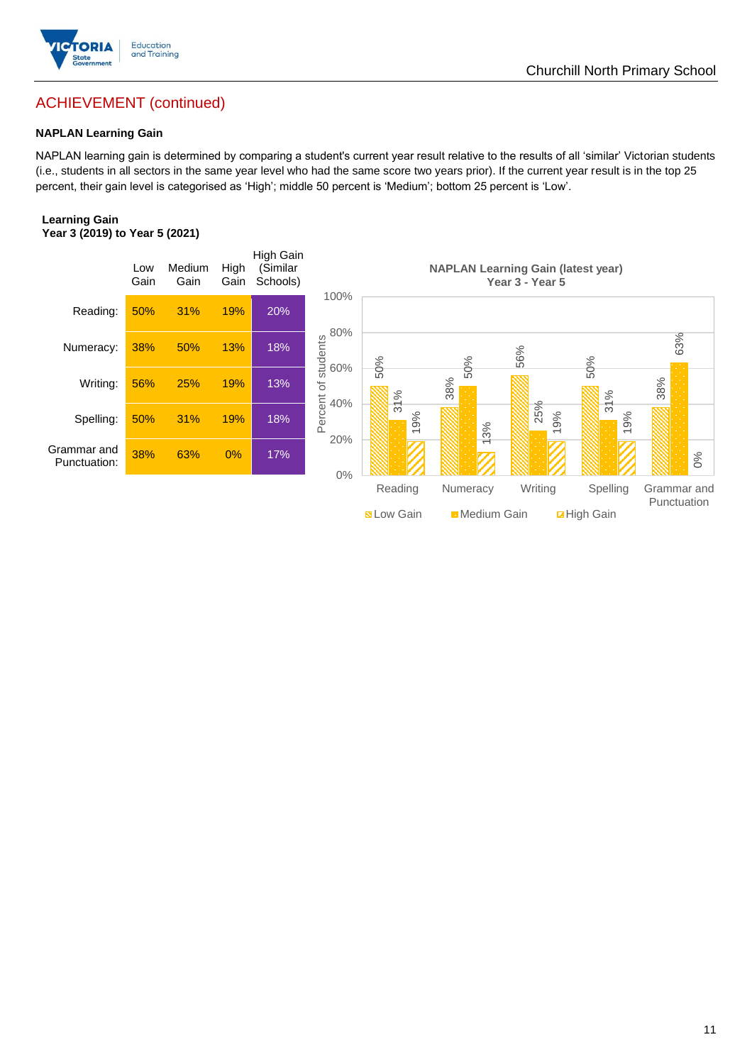## ACHIEVEMENT (continued)

**NAPLAN Learning Gain**

NAPLAN learning gain is determined by comparing a student's current year result relative to the results of all 'similar' Victorian students (i.e., students in all sectors in the same year level who had the same score two years prior). If the current year result is in the top 25 percent, their gain level is categorised as 'High'; middle 50 percent is 'Medium'; bottom 25 percent is 'Low'.

**Learning Gain**
**Year 3 (2019) to Year 5 (2021)**

| | Low Gain | Medium Gain | High Gain | High Gain (Similar Schools) |
|---|---|---|---|---|
| Reading: | 50% | 31% | 19% | 20% |
| Numeracy: | 38% | 50% | 13% | 18% |
| Writing: | 56% | 25% | 19% | 13% |
| Spelling: | 50% | 31% | 19% | 18% |
| Grammar and Punctuation: | 38% | 63% | 0% | 17% |

**NAPLAN Learning Gain (latest year)**
**Year 3 - Year 5**

| | Low Gain | Medium Gain | High Gain |
|---|---|---|---|
| Reading | 50% | 31% | 19% |
| Numeracy | 38% | 50% | 13% |
| Writing | 56% | 25% | 19% |
| Spelling | 50% | 31% | 19% |
| Grammar and Punctuation | 38% | 63% | 0% |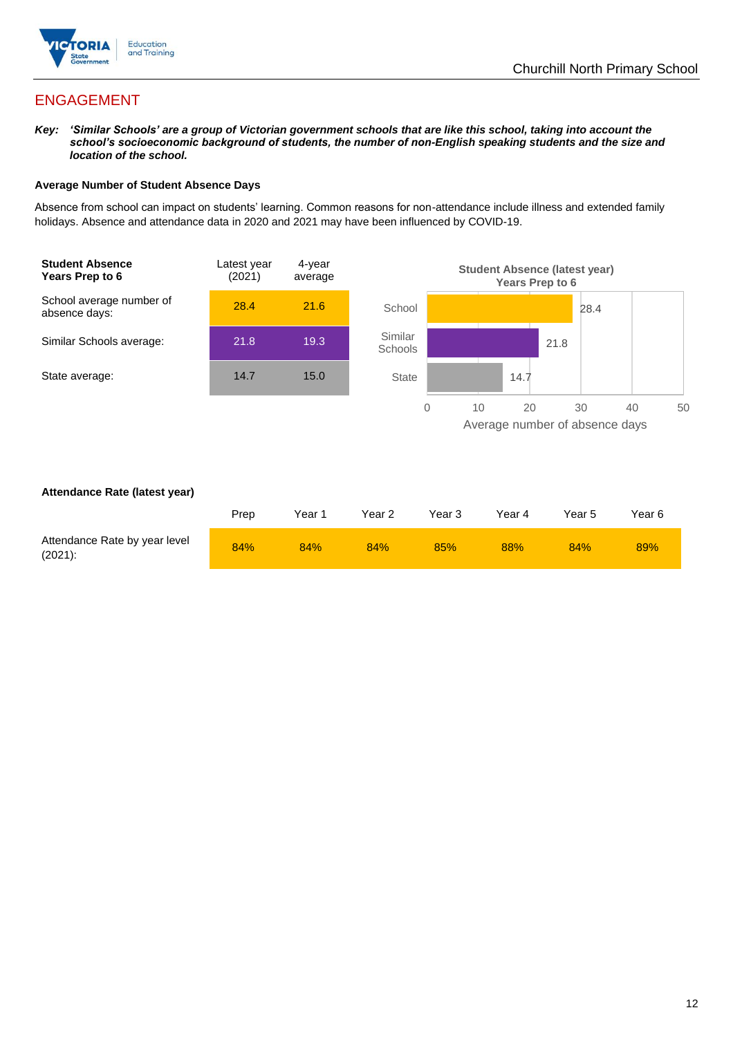## ENGAGEMENT

***Key:*** ***'Similar Schools' are a group of Victorian government schools that are like this school, taking into account the school's socioeconomic background of students, the number of non-English speaking students and the size and location of the school.***

**Average Number of Student Absence Days**

Absence from school can impact on students' learning. Common reasons for non-attendance include illness and extended family holidays. Absence and attendance data in 2020 and 2021 may have been influenced by COVID-19.

| **Student Absence Years Prep to 6** | Latest year (2021) | 4-year average |
|---|---|---|
| School average number of absence days: | 28.4 | 21.6 |
| Similar Schools average: | 21.8 | 19.3 |
| State average: | 14.7 | 15.0 |

**Student Absence (latest year) Years Prep to 6**

| | Average number of absence days |
|---|---|
| School | 28.4 |
| Similar Schools | 21.8 |
| State | 14.7 |

**Attendance Rate (latest year)**

| | Prep | Year 1 | Year 2 | Year 3 | Year 4 | Year 5 | Year 6 |
|---|---|---|---|---|---|---|---|
| Attendance Rate by year level (2021): | 84% | 84% | 84% | 85% | 88% | 84% | 89% |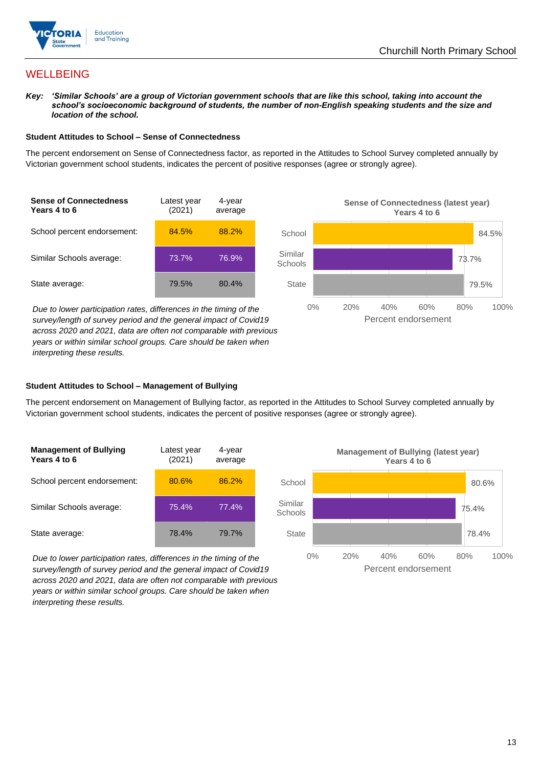## WELLBEING

***Key:** 'Similar Schools' are a group of Victorian government schools that are like this school, taking into account the school's socioeconomic background of students, the number of non-English speaking students and the size and location of the school.*

### Student Attitudes to School – Sense of Connectedness

The percent endorsement on Sense of Connectedness factor, as reported in the Attitudes to School Survey completed annually by Victorian government school students, indicates the percent of positive responses (agree or strongly agree).

| Sense of Connectedness Years 4 to 6 | Latest year (2021) | 4-year average |
|---|---|---|
| School percent endorsement: | 84.5% | 88.2% |
| Similar Schools average: | 73.7% | 76.9% |
| State average: | 79.5% | 80.4% |

*Due to lower participation rates, differences in the timing of the survey/length of survey period and the general impact of Covid19 across 2020 and 2021, data are often not comparable with previous years or within similar school groups. Care should be taken when interpreting these results.*

**Sense of Connectedness (latest year) Years 4 to 6**

| | Percent endorsement |
|---|---|
| School | 84.5% |
| Similar Schools | 73.7% |
| State | 79.5% |

### Student Attitudes to School – Management of Bullying

The percent endorsement on Management of Bullying factor, as reported in the Attitudes to School Survey completed annually by Victorian government school students, indicates the percent of positive responses (agree or strongly agree).

| Management of Bullying Years 4 to 6 | Latest year (2021) | 4-year average |
|---|---|---|
| School percent endorsement: | 80.6% | 86.2% |
| Similar Schools average: | 75.4% | 77.4% |
| State average: | 78.4% | 79.7% |

*Due to lower participation rates, differences in the timing of the survey/length of survey period and the general impact of Covid19 across 2020 and 2021, data are often not comparable with previous years or within similar school groups. Care should be taken when interpreting these results.*

**Management of Bullying (latest year) Years 4 to 6**

| | Percent endorsement |
|---|---|
| School | 80.6% |
| Similar Schools | 75.4% |
| State | 78.4% |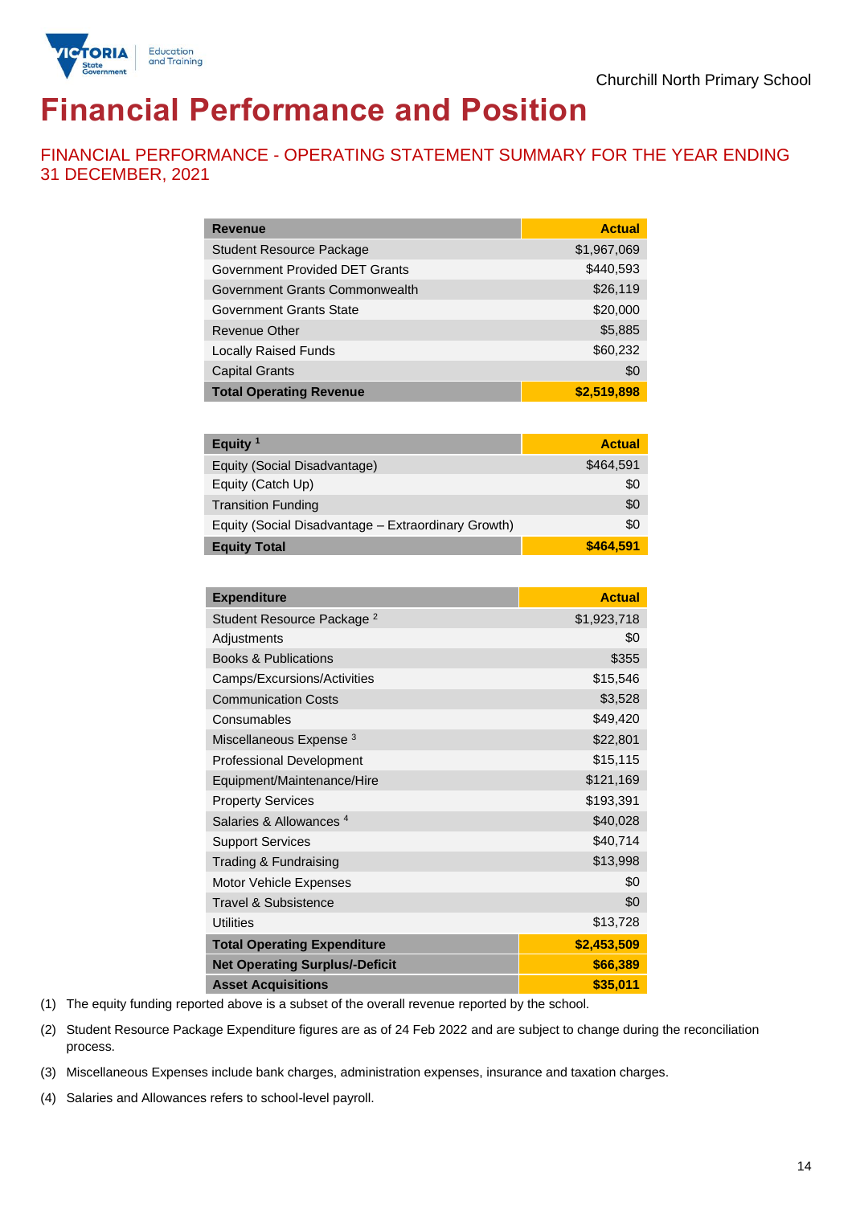Churchill North Primary School

# Financial Performance and Position

## FINANCIAL PERFORMANCE - OPERATING STATEMENT SUMMARY FOR THE YEAR ENDING 31 DECEMBER, 2021

| Revenue | Actual |
|---|---|
| Student Resource Package | $1,967,069 |
| Government Provided DET Grants | $440,593 |
| Government Grants Commonwealth | $26,119 |
| Government Grants State | $20,000 |
| Revenue Other | $5,885 |
| Locally Raised Funds | $60,232 |
| Capital Grants | $0 |
| **Total Operating Revenue** | **$2,519,898** |

| Equity [1] | Actual |
|---|---|
| Equity (Social Disadvantage) | $464,591 |
| Equity (Catch Up) | $0 |
| Transition Funding | $0 |
| Equity (Social Disadvantage – Extraordinary Growth) | $0 |
| **Equity Total** | **$464,591** |

| Expenditure | Actual |
|---|---|
| Student Resource Package [2] | $1,923,718 |
| Adjustments | $0 |
| Books & Publications | $355 |
| Camps/Excursions/Activities | $15,546 |
| Communication Costs | $3,528 |
| Consumables | $49,420 |
| Miscellaneous Expense [3] | $22,801 |
| Professional Development | $15,115 |
| Equipment/Maintenance/Hire | $121,169 |
| Property Services | $193,391 |
| Salaries & Allowances [4] | $40,028 |
| Support Services | $40,714 |
| Trading & Fundraising | $13,998 |
| Motor Vehicle Expenses | $0 |
| Travel & Subsistence | $0 |
| Utilities | $13,728 |
| **Total Operating Expenditure** | **$2,453,509** |
| **Net Operating Surplus/-Deficit** | **$66,389** |
| **Asset Acquisitions** | **$35,011** |

(1) The equity funding reported above is a subset of the overall revenue reported by the school.

(2) Student Resource Package Expenditure figures are as of 24 Feb 2022 and are subject to change during the reconciliation process.

(3) Miscellaneous Expenses include bank charges, administration expenses, insurance and taxation charges.

(4) Salaries and Allowances refers to school-level payroll.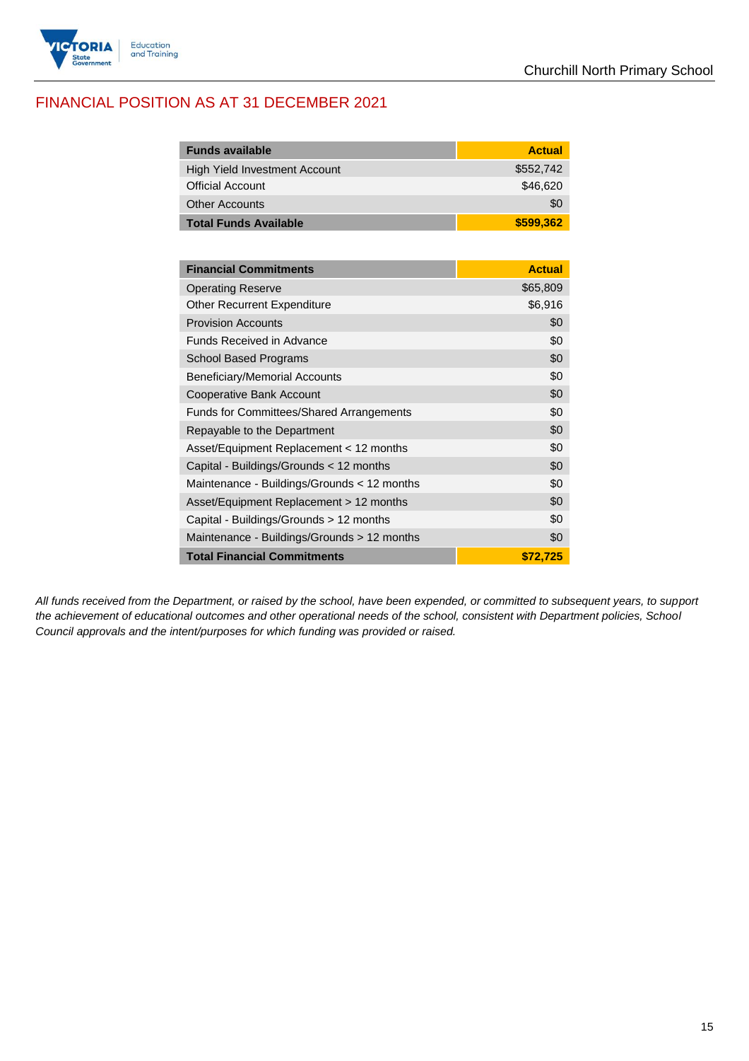# FINANCIAL POSITION AS AT 31 DECEMBER 2021

| Funds available | Actual |
|---|---|
| High Yield Investment Account | $552,742 |
| Official Account | $46,620 |
| Other Accounts | $0 |
| **Total Funds Available** | **$599,362** |

| Financial Commitments | Actual |
|---|---|
| Operating Reserve | $65,809 |
| Other Recurrent Expenditure | $6,916 |
| Provision Accounts | $0 |
| Funds Received in Advance | $0 |
| School Based Programs | $0 |
| Beneficiary/Memorial Accounts | $0 |
| Cooperative Bank Account | $0 |
| Funds for Committees/Shared Arrangements | $0 |
| Repayable to the Department | $0 |
| Asset/Equipment Replacement < 12 months | $0 |
| Capital - Buildings/Grounds < 12 months | $0 |
| Maintenance - Buildings/Grounds < 12 months | $0 |
| Asset/Equipment Replacement > 12 months | $0 |
| Capital - Buildings/Grounds > 12 months | $0 |
| Maintenance - Buildings/Grounds > 12 months | $0 |
| **Total Financial Commitments** | **$72,725** |

*All funds received from the Department, or raised by the school, have been expended, or committed to subsequent years, to support the achievement of educational outcomes and other operational needs of the school, consistent with Department policies, School Council approvals and the intent/purposes for which funding was provided or raised.*